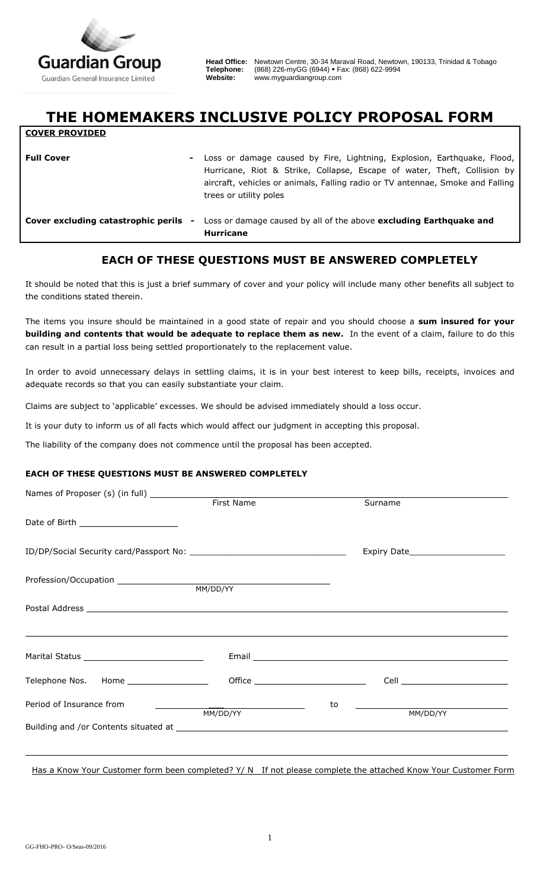Guardian Group

Guardian General Insurance Limited

**Head Office:** Newtown Centre, 30-34 Maraval Road, Newtown, 190133, Trinidad & Tobago
**Telephone:** (868) 226-myGG (6944) ▪ Fax: (868) 622-9994
**Website:** www.myguardiangroup.com

# THE HOMEMAKERS INCLUSIVE POLICY PROPOSAL FORM

**COVER PROVIDED**

| | |
|---|---|
| **Full Cover** - | Loss or damage caused by Fire, Lightning, Explosion, Earthquake, Flood, Hurricane, Riot & Strike, Collapse, Escape of water, Theft, Collision by aircraft, vehicles or animals, Falling radio or TV antennae, Smoke and Falling trees or utility poles |
| **Cover excluding catastrophic perils** - | Loss or damage caused by all of the above **excluding Earthquake and Hurricane** |

## EACH OF THESE QUESTIONS MUST BE ANSWERED COMPLETELY

It should be noted that this is just a brief summary of cover and your policy will include many other benefits all subject to the conditions stated therein.

The items you insure should be maintained in a good state of repair and you should choose a **sum insured for your building and contents that would be adequate to replace them as new.** In the event of a claim, failure to do this can result in a partial loss being settled proportionately to the replacement value.

In order to avoid unnecessary delays in settling claims, it is in your best interest to keep bills, receipts, invoices and adequate records so that you can easily substantiate your claim.

Claims are subject to 'applicable' excesses. We should be advised immediately should a loss occur.

It is your duty to inform us of all facts which would affect our judgment in accepting this proposal.

The liability of the company does not commence until the proposal has been accepted.

**EACH OF THESE QUESTIONS MUST BE ANSWERED COMPLETELY**

Names of Proposer (s) (in full) ____________________ First Name ____________________ Surname

Date of Birth ____________________ MM/DD/YY

ID/DP/Social Security card/Passport No: ____________________ Expiry Date____________________

Profession/Occupation ____________________

Postal Address ____________________

____________________

Marital Status ____________________ Email ____________________

Telephone Nos. Home ____________________ Office ____________________ Cell ____________________

Period of Insurance from ____________________ MM/DD/YY to ____________________ MM/DD/YY

Building and /or Contents situated at ____________________

____________________

Has a Know Your Customer form been completed? Y/ N If not please complete the attached Know Your Customer Form

GG-FHO-PRO- O/Seas-09/2016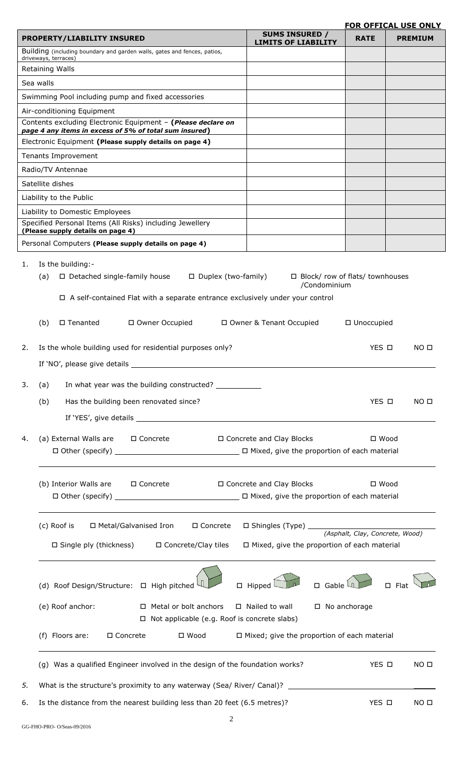**FOR OFFICAL USE ONLY**

| PROPERTY/LIABILITY INSURED | SUMS INSURED / LIMITS OF LIABILITY | RATE | PREMIUM |
|---|---|---|---|
| Building (including boundary and garden walls, gates and fences, patios, driveways, terraces) | | | |
| Retaining Walls | | | |
| Sea walls | | | |
| Swimming Pool including pump and fixed accessories | | | |
| Air-conditioning Equipment | | | |
| Contents excluding Electronic Equipment – ***(Please declare on page 4 any items in excess of 5% of total sum insured)*** | | | |
| Electronic Equipment **(Please supply details on page 4)** | | | |
| Tenants Improvement | | | |
| Radio/TV Antennae | | | |
| Satellite dishes | | | |
| Liability to the Public | | | |
| Liability to Domestic Employees | | | |
| Specified Personal Items (All Risks) including Jewellery **(Please supply details on page 4)** | | | |
| Personal Computers **(Please supply details on page 4)** | | | |

1. Is the building:-

   (a) ☐ Detached single-family house ☐ Duplex (two-family) ☐ Block/ row of flats/ townhouses /Condominium

   ☐ A self-contained Flat with a separate entrance exclusively under your control

   (b) ☐ Tenanted ☐ Owner Occupied ☐ Owner & Tenant Occupied ☐ Unoccupied

2. Is the whole building used for residential purposes only? YES ☐ NO ☐

   If 'NO', please give details ______________________________

3. (a) In what year was the building constructed? ___________

   (b) Has the building been renovated since? YES ☐ NO ☐

   If 'YES', give details ______________________________

4. (a) External Walls are ☐ Concrete ☐ Concrete and Clay Blocks ☐ Wood

   ☐ Other (specify) ______________________________ ☐ Mixed, give the proportion of each material

   ______________________________

   (b) Interior Walls are ☐ Concrete ☐ Concrete and Clay Blocks ☐ Wood

   ☐ Other (specify) ______________________________ ☐ Mixed, give the proportion of each material

   ______________________________

   (c) Roof is ☐ Metal/Galvanised Iron ☐ Concrete ☐ Shingles (Type) ______________________________
   *(Asphalt, Clay, Concrete, Wood)*

   ☐ Single ply (thickness) ☐ Concrete/Clay tiles ☐ Mixed, give the proportion of each material

   ______________________________

   (d) Roof Design/Structure: ☐ High pitched ☐ Hipped ☐ Gable ☐ Flat

   (e) Roof anchor: ☐ Metal or bolt anchors ☐ Nailed to wall ☐ No anchorage

   ☐ Not applicable (e.g. Roof is concrete slabs)

   (f) Floors are: ☐ Concrete ☐ Wood ☐ Mixed; give the proportion of each material

   ______________________________

   (g) Was a qualified Engineer involved in the design of the foundation works? YES ☐ NO ☐

5. What is the structure's proximity to any waterway (Sea/ River/ Canal)? ______________________________

6. Is the distance from the nearest building less than 20 feet (6.5 metres)? YES ☐ NO ☐

GG-FHO-PRO- O/Seas-09/2016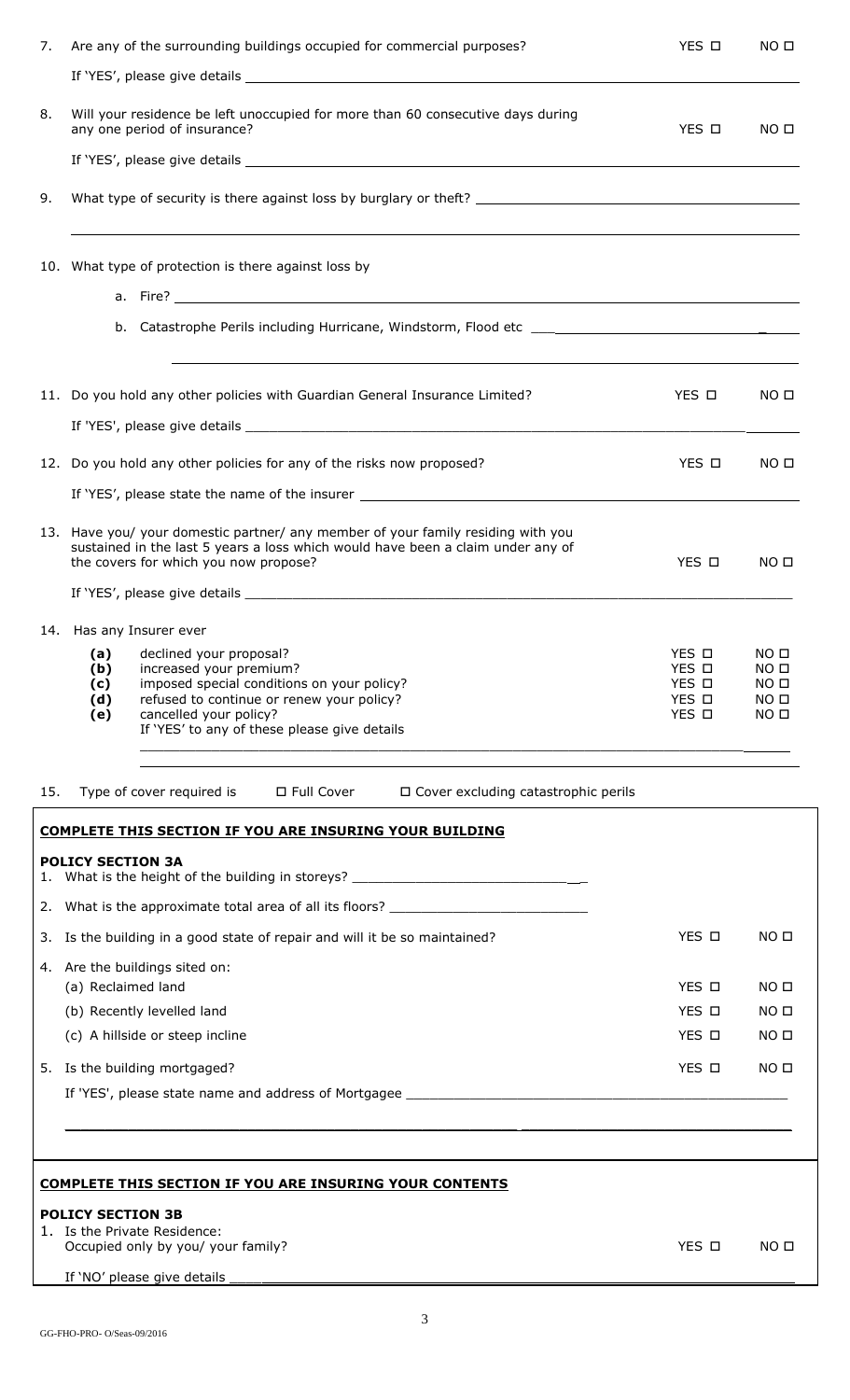7. Are any of the surrounding buildings occupied for commercial purposes? YES ☐ NO ☐

   If 'YES', please give details \_\_\_\_\_\_\_\_\_\_\_\_\_\_\_\_\_\_\_\_\_\_\_\_\_\_\_\_\_\_\_\_

8. Will your residence be left unoccupied for more than 60 consecutive days during any one period of insurance? YES ☐ NO ☐

   If 'YES', please give details \_\_\_\_\_\_\_\_\_\_\_\_\_\_\_\_\_\_\_\_\_\_\_\_\_\_\_\_\_\_\_\_

9. What type of security is there against loss by burglary or theft? \_\_\_\_\_\_\_\_\_\_\_\_\_\_\_\_\_\_\_\_\_\_\_\_\_\_\_\_\_\_\_\_

10. What type of protection is there against loss by

    a. Fire? \_\_\_\_\_\_\_\_\_\_\_\_\_\_\_\_\_\_\_\_\_\_\_\_\_\_\_\_\_\_\_\_

    b. Catastrophe Perils including Hurricane, Windstorm, Flood etc \_\_\_\_\_\_\_\_\_\_\_\_\_\_\_\_\_\_\_\_\_\_\_\_\_\_\_\_\_\_\_\_

11. Do you hold any other policies with Guardian General Insurance Limited? YES ☐ NO ☐

    If 'YES', please give details \_\_\_\_\_\_\_\_\_\_\_\_\_\_\_\_\_\_\_\_\_\_\_\_\_\_\_\_\_\_\_\_

12. Do you hold any other policies for any of the risks now proposed? YES ☐ NO ☐

    If 'YES', please state the name of the insurer \_\_\_\_\_\_\_\_\_\_\_\_\_\_\_\_\_\_\_\_\_\_\_\_\_\_\_\_\_\_\_\_

13. Have you/ your domestic partner/ any member of your family residing with you sustained in the last 5 years a loss which would have been a claim under any of the covers for which you now propose? YES ☐ NO ☐

    If 'YES', please give details \_\_\_\_\_\_\_\_\_\_\_\_\_\_\_\_\_\_\_\_\_\_\_\_\_\_\_\_\_\_\_\_

14. Has any Insurer ever

    | | | | |
    |---|---|---|---|
    | **(a)** | declined your proposal? | YES ☐ | NO ☐ |
    | **(b)** | increased your premium? | YES ☐ | NO ☐ |
    | **(c)** | imposed special conditions on your policy? | YES ☐ | NO ☐ |
    | **(d)** | refused to continue or renew your policy? | YES ☐ | NO ☐ |
    | **(e)** | cancelled your policy? | YES ☐ | NO ☐ |

    If 'YES' to any of these please give details

    \_\_\_\_\_\_\_\_\_\_\_\_\_\_\_\_\_\_\_\_\_\_\_\_\_\_\_\_\_\_\_\_

15. Type of cover required is ☐ Full Cover ☐ Cover excluding catastrophic perils

## COMPLETE THIS SECTION IF YOU ARE INSURING YOUR BUILDING

**POLICY SECTION 3A**

1. What is the height of the building in storeys? \_\_\_\_\_\_\_\_\_\_\_\_\_\_\_\_\_\_\_\_\_\_\_\_\_\_\_\_\_\_\_\_
2. What is the approximate total area of all its floors? \_\_\_\_\_\_\_\_\_\_\_\_\_\_\_\_\_\_\_\_\_\_\_\_\_\_\_\_\_\_\_\_
3. Is the building in a good state of repair and will it be so maintained? YES ☐ NO ☐
4. Are the buildings sited on:
   - (a) Reclaimed land YES ☐ NO ☐
   - (b) Recently levelled land YES ☐ NO ☐
   - (c) A hillside or steep incline YES ☐ NO ☐
5. Is the building mortgaged? YES ☐ NO ☐

   If 'YES', please state name and address of Mortgagee \_\_\_\_\_\_\_\_\_\_\_\_\_\_\_\_\_\_\_\_\_\_\_\_\_\_\_\_\_\_\_\_

## COMPLETE THIS SECTION IF YOU ARE INSURING YOUR CONTENTS

**POLICY SECTION 3B**

1. Is the Private Residence:
   Occupied only by you/ your family? YES ☐ NO ☐

   If 'NO' please give details \_\_\_\_\_\_\_\_\_\_\_\_\_\_\_\_\_\_\_\_\_\_\_\_\_\_\_\_\_\_\_\_

GG-FHO-PRO- O/Seas-09/2016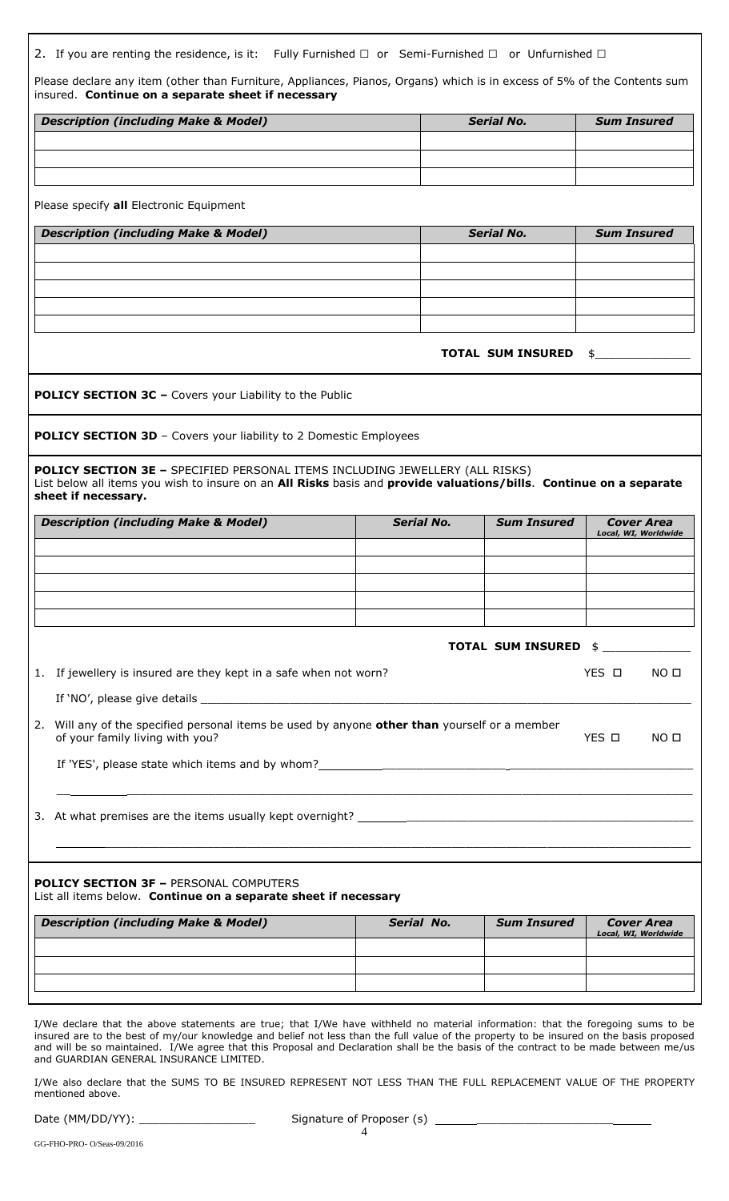2. If you are renting the residence, is it: Fully Furnished ☐ or Semi-Furnished ☐ or Unfurnished ☐

Please declare any item (other than Furniture, Appliances, Pianos, Organs) which is in excess of 5% of the Contents sum insured. **Continue on a separate sheet if necessary**

| *Description (including Make & Model)* | *Serial No.* | *Sum Insured* |
|---|---|---|
| | | |
| | | |
| | | |

Please specify **all** Electronic Equipment

| *Description (including Make & Model)* | *Serial No.* | *Sum Insured* |
|---|---|---|
| | | |
| | | |
| | | |
| | | |
| | | |

**TOTAL SUM INSURED** $____________

**POLICY SECTION 3C –** Covers your Liability to the Public

**POLICY SECTION 3D** – Covers your liability to 2 Domestic Employees

**POLICY SECTION 3E –** SPECIFIED PERSONAL ITEMS INCLUDING JEWELLERY (ALL RISKS)
List below all items you wish to insure on an **All Risks** basis and **provide valuations/bills**. **Continue on a separate sheet if necessary.**

| *Description (including Make & Model)* | *Serial No.* | *Sum Insured* | *Cover Area* *Local, WI, Worldwide* |
|---|---|---|---|
| | | | |
| | | | |
| | | | |
| | | | |
| | | | |

**TOTAL SUM INSURED** $ ____________

1. If jewellery is insured are they kept in a safe when not worn? YES ☐ NO ☐

   If 'NO', please give details ____________________________________________

2. Will any of the specified personal items be used by anyone **other than** yourself or a member of your family living with you? YES ☐ NO ☐

   If 'YES', please state which items and by whom?____________________________________________

   ____________________________________________

3. At what premises are the items usually kept overnight? ____________________________________________

   ____________________________________________

**POLICY SECTION 3F –** PERSONAL COMPUTERS
List all items below. **Continue on a separate sheet if necessary**

| *Description (including Make & Model)* | *Serial No.* | *Sum Insured* | *Cover Area* *Local, WI, Worldwide* |
|---|---|---|---|
| | | | |
| | | | |
| | | | |

I/We declare that the above statements are true; that I/We have withheld no material information: that the foregoing sums to be insured are to the best of my/our knowledge and belief not less than the full value of the property to be insured on the basis proposed and will be so maintained. I/We agree that this Proposal and Declaration shall be the basis of the contract to be made between me/us and GUARDIAN GENERAL INSURANCE LIMITED.

I/We also declare that the SUMS TO BE INSURED REPRESENT NOT LESS THAN THE FULL REPLACEMENT VALUE OF THE PROPERTY mentioned above.

Date (MM/DD/YY): ________________ Signature of Proposer (s) ____________________________

GG-FHO-PRO- O/Seas-09/2016